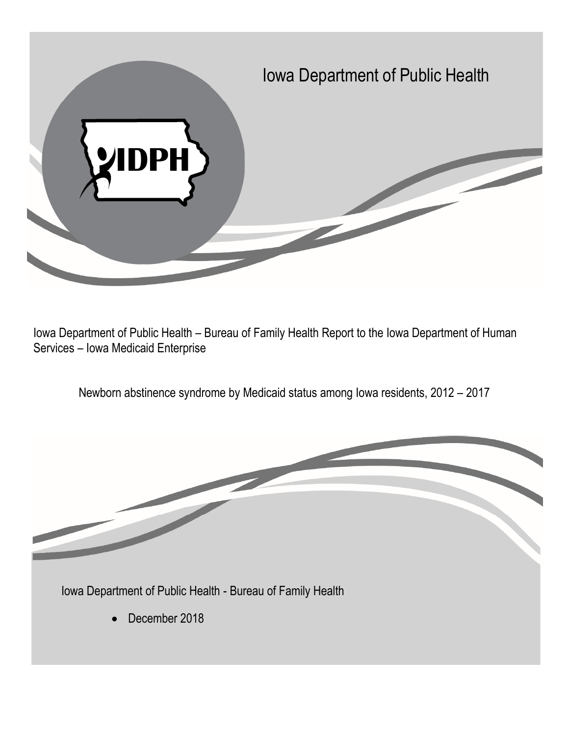# Iowa Department of Public Health

Iowa Department of Public Health – Bureau of Family Health Report to the Iowa Department of Human Services – Iowa Medicaid Enterprise

## Newborn abstinence syndrome by Medicaid status among Iowa residents, 2012 – 2017

Iowa Department of Public Health - Bureau of Family Health

- December 2018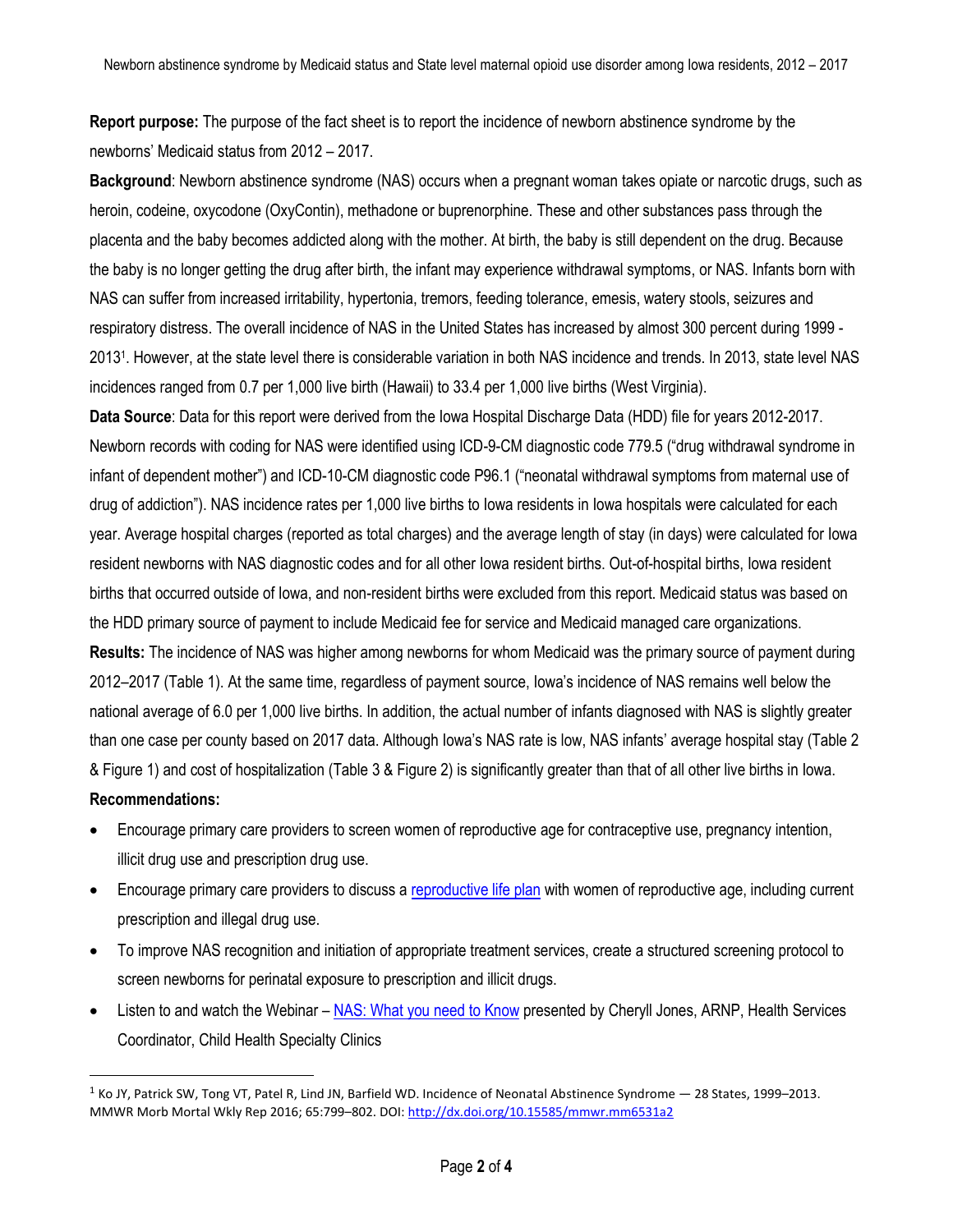**Report purpose:** The purpose of the fact sheet is to report the incidence of newborn abstinence syndrome by the newborns' Medicaid status from 2012 – 2017.

**Background**: Newborn abstinence syndrome (NAS) occurs when a pregnant woman takes opiate or narcotic drugs, such as heroin, codeine, oxycodone (OxyContin), methadone or buprenorphine. These and other substances pass through the placenta and the baby becomes addicted along with the mother. At birth, the baby is still dependent on the drug. Because the baby is no longer getting the drug after birth, the infant may experience withdrawal symptoms, or NAS. Infants born with NAS can suffer from increased irritability, hypertonia, tremors, feeding tolerance, emesis, watery stools, seizures and respiratory distress. The overall incidence of NAS in the United States has increased by almost 300 percent during 1999 - 2013[1]. However, at the state level there is considerable variation in both NAS incidence and trends. In 2013, state level NAS incidences ranged from 0.7 per 1,000 live birth (Hawaii) to 33.4 per 1,000 live births (West Virginia).

**Data Source**: Data for this report were derived from the Iowa Hospital Discharge Data (HDD) file for years 2012-2017. Newborn records with coding for NAS were identified using ICD-9-CM diagnostic code 779.5 ("drug withdrawal syndrome in infant of dependent mother") and ICD-10-CM diagnostic code P96.1 ("neonatal withdrawal symptoms from maternal use of drug of addiction"). NAS incidence rates per 1,000 live births to Iowa residents in Iowa hospitals were calculated for each year. Average hospital charges (reported as total charges) and the average length of stay (in days) were calculated for Iowa resident newborns with NAS diagnostic codes and for all other Iowa resident births. Out-of-hospital births, Iowa resident births that occurred outside of Iowa, and non-resident births were excluded from this report. Medicaid status was based on the HDD primary source of payment to include Medicaid fee for service and Medicaid managed care organizations.

**Results:** The incidence of NAS was higher among newborns for whom Medicaid was the primary source of payment during 2012–2017 (Table 1). At the same time, regardless of payment source, Iowa's incidence of NAS remains well below the national average of 6.0 per 1,000 live births. In addition, the actual number of infants diagnosed with NAS is slightly greater than one case per county based on 2017 data. Although Iowa's NAS rate is low, NAS infants' average hospital stay (Table 2 & Figure 1) and cost of hospitalization (Table 3 & Figure 2) is significantly greater than that of all other live births in Iowa.

**Recommendations:**

- Encourage primary care providers to screen women of reproductive age for contraceptive use, pregnancy intention, illicit drug use and prescription drug use.
- Encourage primary care providers to discuss a reproductive life plan with women of reproductive age, including current prescription and illegal drug use.
- To improve NAS recognition and initiation of appropriate treatment services, create a structured screening protocol to screen newborns for perinatal exposure to prescription and illicit drugs.
- Listen to and watch the Webinar – NAS: What you need to Know presented by Cheryll Jones, ARNP, Health Services Coordinator, Child Health Specialty Clinics

---

[1] Ko JY, Patrick SW, Tong VT, Patel R, Lind JN, Barfield WD. Incidence of Neonatal Abstinence Syndrome — 28 States, 1999–2013. MMWR Morb Mortal Wkly Rep 2016; 65:799–802. DOI: http://dx.doi.org/10.15585/mmwr.mm6531a2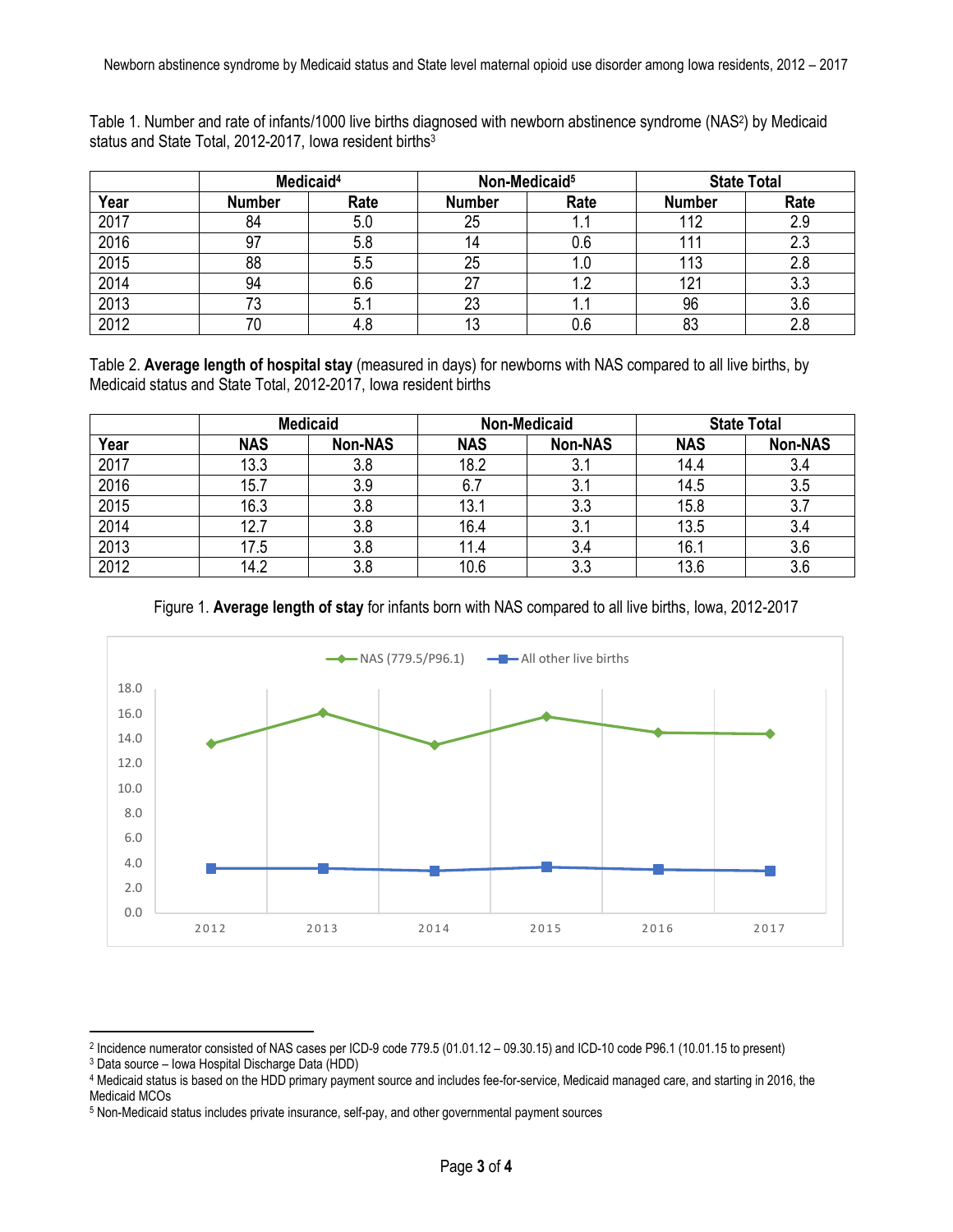Newborn abstinence syndrome by Medicaid status and State level maternal opioid use disorder among Iowa residents, 2012 – 2017

Table 1. Number and rate of infants/1000 live births diagnosed with newborn abstinence syndrome (NAS[2]) by Medicaid status and State Total, 2012-2017, Iowa resident births[3]

| | Medicaid[4] | | Non-Medicaid[5] | | State Total | |
|---|---|---|---|---|---|---|
| **Year** | **Number** | **Rate** | **Number** | **Rate** | **Number** | **Rate** |
| 2017 | 84 | 5.0 | 25 | 1.1 | 112 | 2.9 |
| 2016 | 97 | 5.8 | 14 | 0.6 | 111 | 2.3 |
| 2015 | 88 | 5.5 | 25 | 1.0 | 113 | 2.8 |
| 2014 | 94 | 6.6 | 27 | 1.2 | 121 | 3.3 |
| 2013 | 73 | 5.1 | 23 | 1.1 | 96 | 3.6 |
| 2012 | 70 | 4.8 | 13 | 0.6 | 83 | 2.8 |

Table 2. **Average length of hospital stay** (measured in days) for newborns with NAS compared to all live births, by Medicaid status and State Total, 2012-2017, Iowa resident births

| | Medicaid | | Non-Medicaid | | State Total | |
|---|---|---|---|---|---|---|
| **Year** | **NAS** | **Non-NAS** | **NAS** | **Non-NAS** | **NAS** | **Non-NAS** |
| 2017 | 13.3 | 3.8 | 18.2 | 3.1 | 14.4 | 3.4 |
| 2016 | 15.7 | 3.9 | 6.7 | 3.1 | 14.5 | 3.5 |
| 2015 | 16.3 | 3.8 | 13.1 | 3.3 | 15.8 | 3.7 |
| 2014 | 12.7 | 3.8 | 16.4 | 3.1 | 13.5 | 3.4 |
| 2013 | 17.5 | 3.8 | 11.4 | 3.4 | 16.1 | 3.6 |
| 2012 | 14.2 | 3.8 | 10.6 | 3.3 | 13.6 | 3.6 |

Figure 1. **Average length of stay** for infants born with NAS compared to all live births, Iowa, 2012-2017

---

[2] Incidence numerator consisted of NAS cases per ICD-9 code 779.5 (01.01.12 – 09.30.15) and ICD-10 code P96.1 (10.01.15 to present)

[3] Data source – Iowa Hospital Discharge Data (HDD)

[4] Medicaid status is based on the HDD primary payment source and includes fee-for-service, Medicaid managed care, and starting in 2016, the Medicaid MCOs

[5] Non-Medicaid status includes private insurance, self-pay, and other governmental payment sources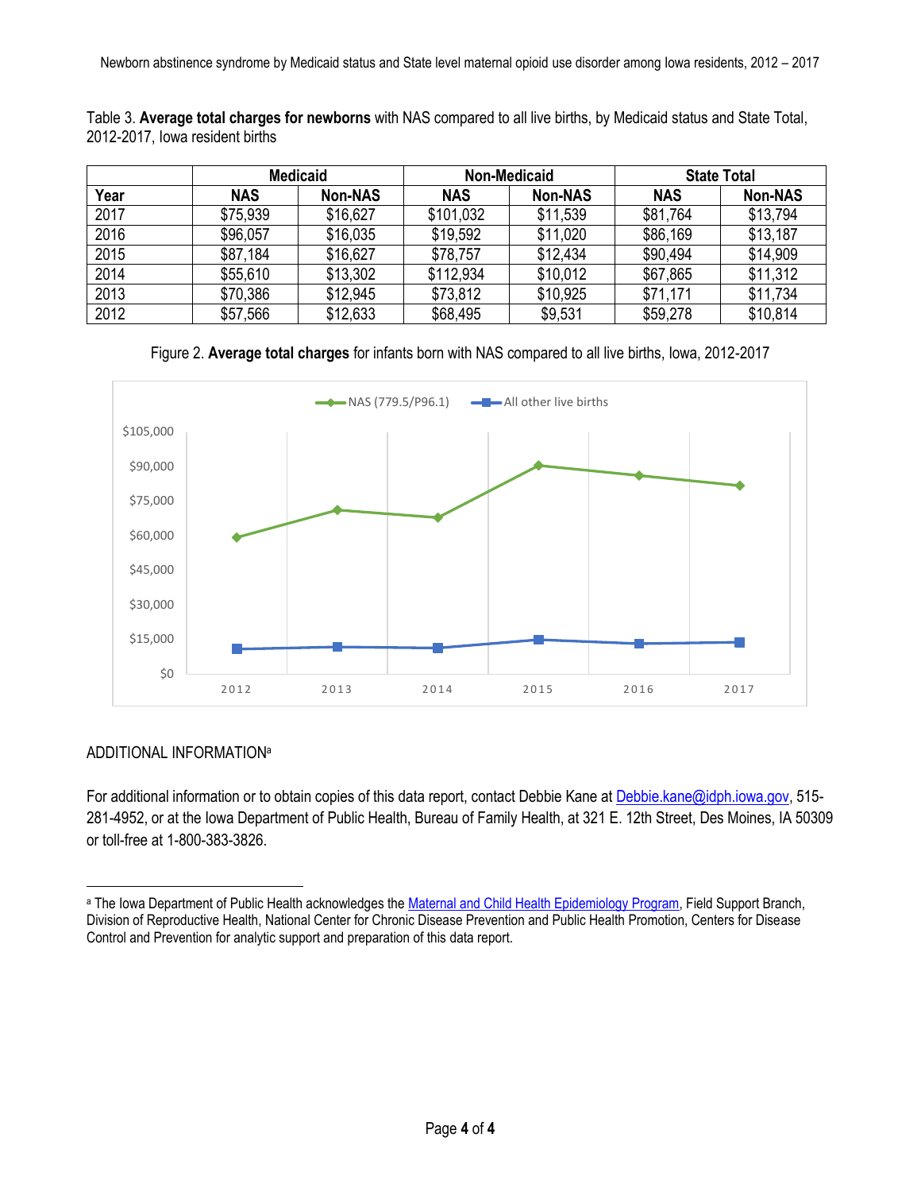Table 3. **Average total charges for newborns** with NAS compared to all live births, by Medicaid status and State Total, 2012-2017, Iowa resident births

| | Medicaid | | Non-Medicaid | | State Total | |
|---|---|---|---|---|---|---|
| Year | NAS | Non-NAS | NAS | Non-NAS | NAS | Non-NAS |
| 2017 | $75,939 | $16,627 | $101,032 | $11,539 | $81,764 | $13,794 |
| 2016 | $96,057 | $16,035 | $19,592 | $11,020 | $86,169 | $13,187 |
| 2015 | $87,184 | $16,627 | $78,757 | $12,434 | $90,494 | $14,909 |
| 2014 | $55,610 | $13,302 | $112,934 | $10,012 | $67,865 | $11,312 |
| 2013 | $70,386 | $12,945 | $73,812 | $10,925 | $71,171 | $11,734 |
| 2012 | $57,566 | $12,633 | $68,495 | $9,531 | $59,278 | $10,814 |

Figure 2. **Average total charges** for infants born with NAS compared to all live births, Iowa, 2012-2017

NAS (779.5/P96.1)
All other live births

$105,000
$90,000
$75,000
$60,000
$45,000
$30,000
$15,000
$0

2012 2013 2014 2015 2016 2017

ADDITIONAL INFORMATION[a]

For additional information or to obtain copies of this data report, contact Debbie Kane at Debbie.kane@idph.iowa.gov, 515-281-4952, or at the Iowa Department of Public Health, Bureau of Family Health, at 321 E. 12th Street, Des Moines, IA 50309 or toll-free at 1-800-383-3826.

[a] The Iowa Department of Public Health acknowledges the Maternal and Child Health Epidemiology Program, Field Support Branch, Division of Reproductive Health, National Center for Chronic Disease Prevention and Public Health Promotion, Centers for Disease Control and Prevention for analytic support and preparation of this data report.